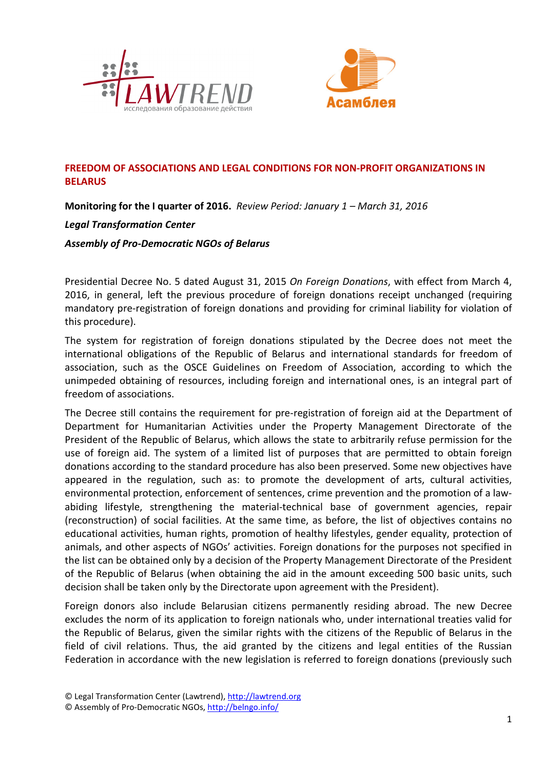# FREEDOM OF ASSOCIATIONS AND LEGAL CONDITIONS FOR NON-PROFIT ORGANIZATIONS IN BELARUS

**Monitoring for the I quarter of 2016.** *Review Period: January 1 – March 31, 2016*

***Legal Transformation Center***

***Assembly of Pro-Democratic NGOs of Belarus***

Presidential Decree No. 5 dated August 31, 2015 *On Foreign Donations*, with effect from March 4, 2016, in general, left the previous procedure of foreign donations receipt unchanged (requiring mandatory pre-registration of foreign donations and providing for criminal liability for violation of this procedure).

The system for registration of foreign donations stipulated by the Decree does not meet the international obligations of the Republic of Belarus and international standards for freedom of association, such as the OSCE Guidelines on Freedom of Association, according to which the unimpeded obtaining of resources, including foreign and international ones, is an integral part of freedom of associations.

The Decree still contains the requirement for pre-registration of foreign aid at the Department of Department for Humanitarian Activities under the Property Management Directorate of the President of the Republic of Belarus, which allows the state to arbitrarily refuse permission for the use of foreign aid. The system of a limited list of purposes that are permitted to obtain foreign donations according to the standard procedure has also been preserved. Some new objectives have appeared in the regulation, such as: to promote the development of arts, cultural activities, environmental protection, enforcement of sentences, crime prevention and the promotion of a law-abiding lifestyle, strengthening the material-technical base of government agencies, repair (reconstruction) of social facilities. At the same time, as before, the list of objectives contains no educational activities, human rights, promotion of healthy lifestyles, gender equality, protection of animals, and other aspects of NGOs' activities. Foreign donations for the purposes not specified in the list can be obtained only by a decision of the Property Management Directorate of the President of the Republic of Belarus (when obtaining the aid in the amount exceeding 500 basic units, such decision shall be taken only by the Directorate upon agreement with the President).

Foreign donors also include Belarusian citizens permanently residing abroad. The new Decree excludes the norm of its application to foreign nationals who, under international treaties valid for the Republic of Belarus, given the similar rights with the citizens of the Republic of Belarus in the field of civil relations. Thus, the aid granted by the citizens and legal entities of the Russian Federation in accordance with the new legislation is referred to foreign donations (previously such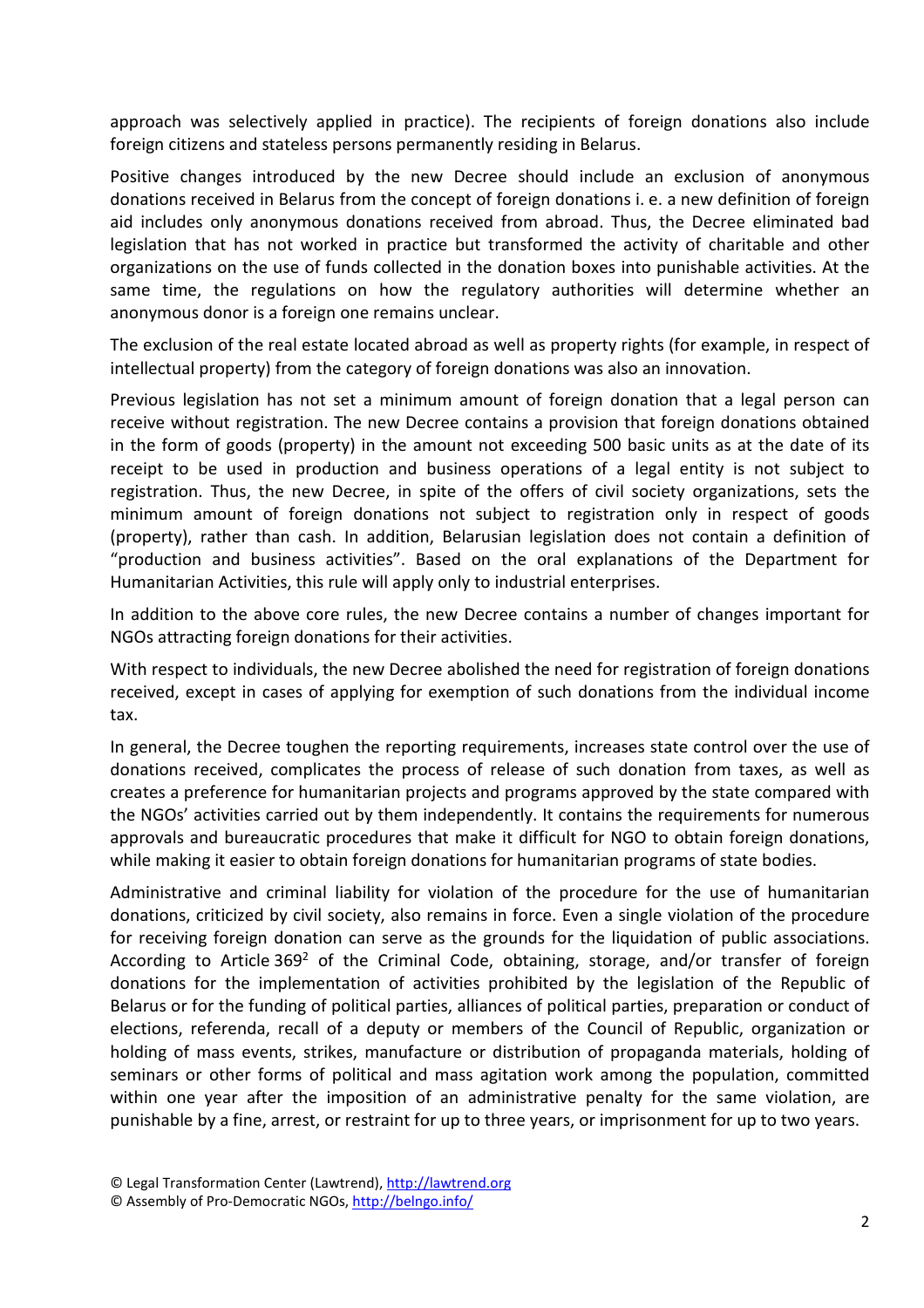approach was selectively applied in practice). The recipients of foreign donations also include foreign citizens and stateless persons permanently residing in Belarus.

Positive changes introduced by the new Decree should include an exclusion of anonymous donations received in Belarus from the concept of foreign donations i. e. a new definition of foreign aid includes only anonymous donations received from abroad. Thus, the Decree eliminated bad legislation that has not worked in practice but transformed the activity of charitable and other organizations on the use of funds collected in the donation boxes into punishable activities. At the same time, the regulations on how the regulatory authorities will determine whether an anonymous donor is a foreign one remains unclear.

The exclusion of the real estate located abroad as well as property rights (for example, in respect of intellectual property) from the category of foreign donations was also an innovation.

Previous legislation has not set a minimum amount of foreign donation that a legal person can receive without registration. The new Decree contains a provision that foreign donations obtained in the form of goods (property) in the amount not exceeding 500 basic units as at the date of its receipt to be used in production and business operations of a legal entity is not subject to registration. Thus, the new Decree, in spite of the offers of civil society organizations, sets the minimum amount of foreign donations not subject to registration only in respect of goods (property), rather than cash. In addition, Belarusian legislation does not contain a definition of "production and business activities". Based on the oral explanations of the Department for Humanitarian Activities, this rule will apply only to industrial enterprises.

In addition to the above core rules, the new Decree contains a number of changes important for NGOs attracting foreign donations for their activities.

With respect to individuals, the new Decree abolished the need for registration of foreign donations received, except in cases of applying for exemption of such donations from the individual income tax.

In general, the Decree toughen the reporting requirements, increases state control over the use of donations received, complicates the process of release of such donation from taxes, as well as creates a preference for humanitarian projects and programs approved by the state compared with the NGOs' activities carried out by them independently. It contains the requirements for numerous approvals and bureaucratic procedures that make it difficult for NGO to obtain foreign donations, while making it easier to obtain foreign donations for humanitarian programs of state bodies.

Administrative and criminal liability for violation of the procedure for the use of humanitarian donations, criticized by civil society, also remains in force. Even a single violation of the procedure for receiving foreign donation can serve as the grounds for the liquidation of public associations. According to Article 369[2] of the Criminal Code, obtaining, storage, and/or transfer of foreign donations for the implementation of activities prohibited by the legislation of the Republic of Belarus or for the funding of political parties, alliances of political parties, preparation or conduct of elections, referenda, recall of a deputy or members of the Council of Republic, organization or holding of mass events, strikes, manufacture or distribution of propaganda materials, holding of seminars or other forms of political and mass agitation work among the population, committed within one year after the imposition of an administrative penalty for the same violation, are punishable by a fine, arrest, or restraint for up to three years, or imprisonment for up to two years.

© Legal Transformation Center (Lawtrend), http://lawtrend.org
© Assembly of Pro-Democratic NGOs, http://belngo.info/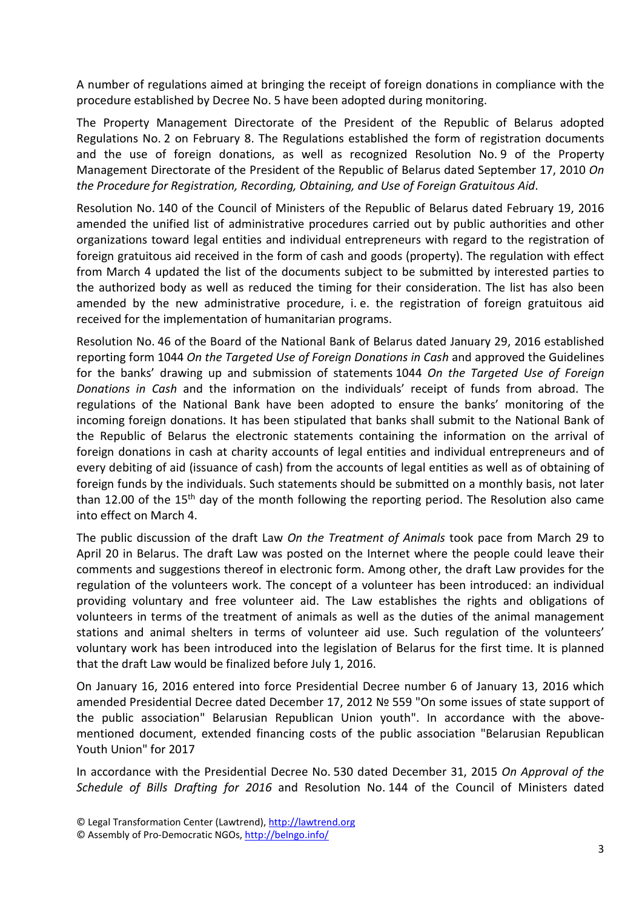A number of regulations aimed at bringing the receipt of foreign donations in compliance with the procedure established by Decree No. 5 have been adopted during monitoring.

The Property Management Directorate of the President of the Republic of Belarus adopted Regulations No. 2 on February 8. The Regulations established the form of registration documents and the use of foreign donations, as well as recognized Resolution No. 9 of the Property Management Directorate of the President of the Republic of Belarus dated September 17, 2010 *On the Procedure for Registration, Recording, Obtaining, and Use of Foreign Gratuitous Aid*.

Resolution No. 140 of the Council of Ministers of the Republic of Belarus dated February 19, 2016 amended the unified list of administrative procedures carried out by public authorities and other organizations toward legal entities and individual entrepreneurs with regard to the registration of foreign gratuitous aid received in the form of cash and goods (property). The regulation with effect from March 4 updated the list of the documents subject to be submitted by interested parties to the authorized body as well as reduced the timing for their consideration. The list has also been amended by the new administrative procedure, i. e. the registration of foreign gratuitous aid received for the implementation of humanitarian programs.

Resolution No. 46 of the Board of the National Bank of Belarus dated January 29, 2016 established reporting form 1044 *On the Targeted Use of Foreign Donations in Cash* and approved the Guidelines for the banks' drawing up and submission of statements 1044 *On the Targeted Use of Foreign Donations in Cash* and the information on the individuals' receipt of funds from abroad. The regulations of the National Bank have been adopted to ensure the banks' monitoring of the incoming foreign donations. It has been stipulated that banks shall submit to the National Bank of the Republic of Belarus the electronic statements containing the information on the arrival of foreign donations in cash at charity accounts of legal entities and individual entrepreneurs and of every debiting of aid (issuance of cash) from the accounts of legal entities as well as of obtaining of foreign funds by the individuals. Such statements should be submitted on a monthly basis, not later than 12.00 of the 15th day of the month following the reporting period. The Resolution also came into effect on March 4.

The public discussion of the draft Law *On the Treatment of Animals* took pace from March 29 to April 20 in Belarus. The draft Law was posted on the Internet where the people could leave their comments and suggestions thereof in electronic form. Among other, the draft Law provides for the regulation of the volunteers work. The concept of a volunteer has been introduced: an individual providing voluntary and free volunteer aid. The Law establishes the rights and obligations of volunteers in terms of the treatment of animals as well as the duties of the animal management stations and animal shelters in terms of volunteer aid use. Such regulation of the volunteers' voluntary work has been introduced into the legislation of Belarus for the first time. It is planned that the draft Law would be finalized before July 1, 2016.

On January 16, 2016 entered into force Presidential Decree number 6 of January 13, 2016 which amended Presidential Decree dated December 17, 2012 № 559 "On some issues of state support of the public association" Belarusian Republican Union youth". In accordance with the above-mentioned document, extended financing costs of the public association "Belarusian Republican Youth Union" for 2017

In accordance with the Presidential Decree No. 530 dated December 31, 2015 *On Approval of the Schedule of Bills Drafting for 2016* and Resolution No. 144 of the Council of Ministers dated

© Legal Transformation Center (Lawtrend), http://lawtrend.org
© Assembly of Pro-Democratic NGOs, http://belngo.info/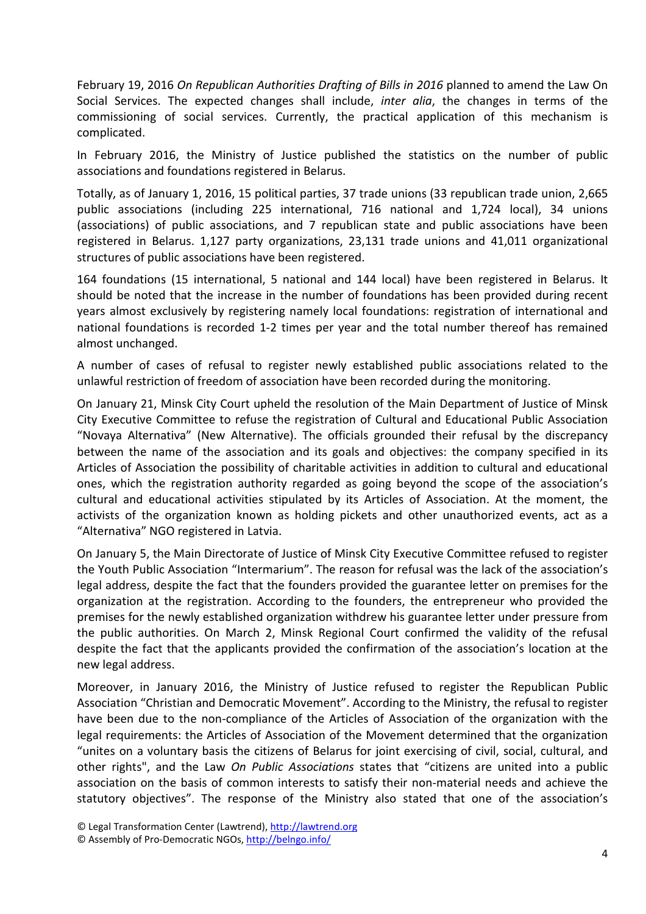February 19, 2016 *On Republican Authorities Drafting of Bills in 2016* planned to amend the Law On Social Services. The expected changes shall include, *inter alia*, the changes in terms of the commissioning of social services. Currently, the practical application of this mechanism is complicated.

In February 2016, the Ministry of Justice published the statistics on the number of public associations and foundations registered in Belarus.

Totally, as of January 1, 2016, 15 political parties, 37 trade unions (33 republican trade union, 2,665 public associations (including 225 international, 716 national and 1,724 local), 34 unions (associations) of public associations, and 7 republican state and public associations have been registered in Belarus. 1,127 party organizations, 23,131 trade unions and 41,011 organizational structures of public associations have been registered.

164 foundations (15 international, 5 national and 144 local) have been registered in Belarus. It should be noted that the increase in the number of foundations has been provided during recent years almost exclusively by registering namely local foundations: registration of international and national foundations is recorded 1-2 times per year and the total number thereof has remained almost unchanged.

A number of cases of refusal to register newly established public associations related to the unlawful restriction of freedom of association have been recorded during the monitoring.

On January 21, Minsk City Court upheld the resolution of the Main Department of Justice of Minsk City Executive Committee to refuse the registration of Cultural and Educational Public Association "Novaya Alternativa" (New Alternative). The officials grounded their refusal by the discrepancy between the name of the association and its goals and objectives: the company specified in its Articles of Association the possibility of charitable activities in addition to cultural and educational ones, which the registration authority regarded as going beyond the scope of the association's cultural and educational activities stipulated by its Articles of Association. At the moment, the activists of the organization known as holding pickets and other unauthorized events, act as a "Alternativa" NGO registered in Latvia.

On January 5, the Main Directorate of Justice of Minsk City Executive Committee refused to register the Youth Public Association "Intermarium". The reason for refusal was the lack of the association's legal address, despite the fact that the founders provided the guarantee letter on premises for the organization at the registration. According to the founders, the entrepreneur who provided the premises for the newly established organization withdrew his guarantee letter under pressure from the public authorities. On March 2, Minsk Regional Court confirmed the validity of the refusal despite the fact that the applicants provided the confirmation of the association's location at the new legal address.

Moreover, in January 2016, the Ministry of Justice refused to register the Republican Public Association "Christian and Democratic Movement". According to the Ministry, the refusal to register have been due to the non-compliance of the Articles of Association of the organization with the legal requirements: the Articles of Association of the Movement determined that the organization "unites on a voluntary basis the citizens of Belarus for joint exercising of civil, social, cultural, and other rights", and the Law *On Public Associations* states that "citizens are united into a public association on the basis of common interests to satisfy their non-material needs and achieve the statutory objectives". The response of the Ministry also stated that one of the association's

© Legal Transformation Center (Lawtrend), http://lawtrend.org
© Assembly of Pro-Democratic NGOs, http://belngo.info/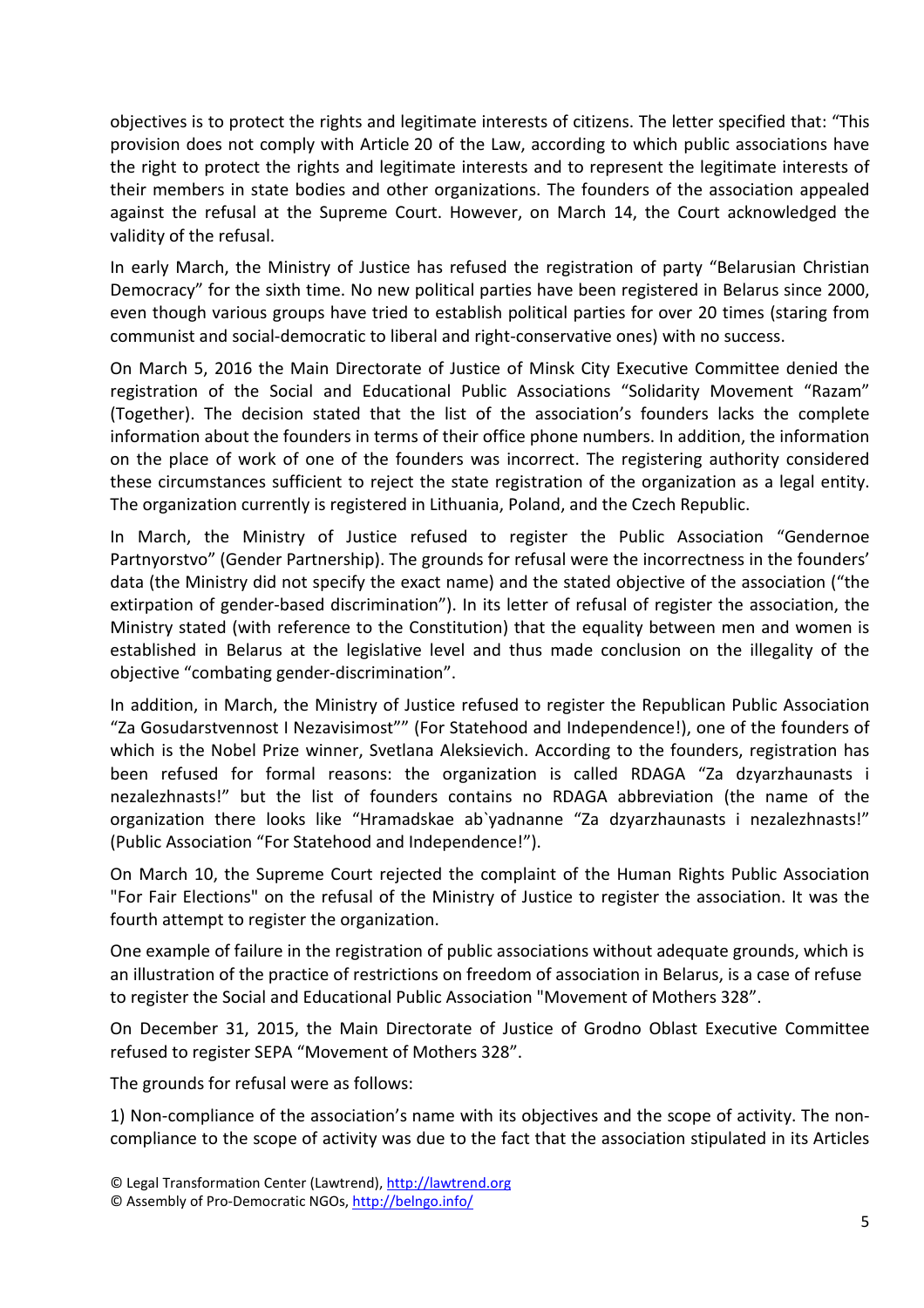objectives is to protect the rights and legitimate interests of citizens. The letter specified that: "This provision does not comply with Article 20 of the Law, according to which public associations have the right to protect the rights and legitimate interests and to represent the legitimate interests of their members in state bodies and other organizations. The founders of the association appealed against the refusal at the Supreme Court. However, on March 14, the Court acknowledged the validity of the refusal.

In early March, the Ministry of Justice has refused the registration of party "Belarusian Christian Democracy" for the sixth time. No new political parties have been registered in Belarus since 2000, even though various groups have tried to establish political parties for over 20 times (staring from communist and social-democratic to liberal and right-conservative ones) with no success.

On March 5, 2016 the Main Directorate of Justice of Minsk City Executive Committee denied the registration of the Social and Educational Public Associations "Solidarity Movement "Razam" (Together). The decision stated that the list of the association's founders lacks the complete information about the founders in terms of their office phone numbers. In addition, the information on the place of work of one of the founders was incorrect. The registering authority considered these circumstances sufficient to reject the state registration of the organization as a legal entity. The organization currently is registered in Lithuania, Poland, and the Czech Republic.

In March, the Ministry of Justice refused to register the Public Association "Gendernoe Partnyorstvo" (Gender Partnership). The grounds for refusal were the incorrectness in the founders' data (the Ministry did not specify the exact name) and the stated objective of the association ("the extirpation of gender-based discrimination"). In its letter of refusal of register the association, the Ministry stated (with reference to the Constitution) that the equality between men and women is established in Belarus at the legislative level and thus made conclusion on the illegality of the objective "combating gender-discrimination".

In addition, in March, the Ministry of Justice refused to register the Republican Public Association "Za Gosudarstvennost I Nezavisimost"" (For Statehood and Independence!), one of the founders of which is the Nobel Prize winner, Svetlana Aleksievich. According to the founders, registration has been refused for formal reasons: the organization is called RDAGA "Za dzyarzhaunasts i nezalezhnasts!" but the list of founders contains no RDAGA abbreviation (the name of the organization there looks like "Hramadskae ab`yadnanne "Za dzyarzhaunasts i nezalezhnasts!" (Public Association "For Statehood and Independence!").

On March 10, the Supreme Court rejected the complaint of the Human Rights Public Association "For Fair Elections" on the refusal of the Ministry of Justice to register the association. It was the fourth attempt to register the organization.

One example of failure in the registration of public associations without adequate grounds, which is an illustration of the practice of restrictions on freedom of association in Belarus, is a case of refuse to register the Social and Educational Public Association "Movement of Mothers 328".

On December 31, 2015, the Main Directorate of Justice of Grodno Oblast Executive Committee refused to register SEPA "Movement of Mothers 328".

The grounds for refusal were as follows:

1) Non-compliance of the association's name with its objectives and the scope of activity. The non-compliance to the scope of activity was due to the fact that the association stipulated in its Articles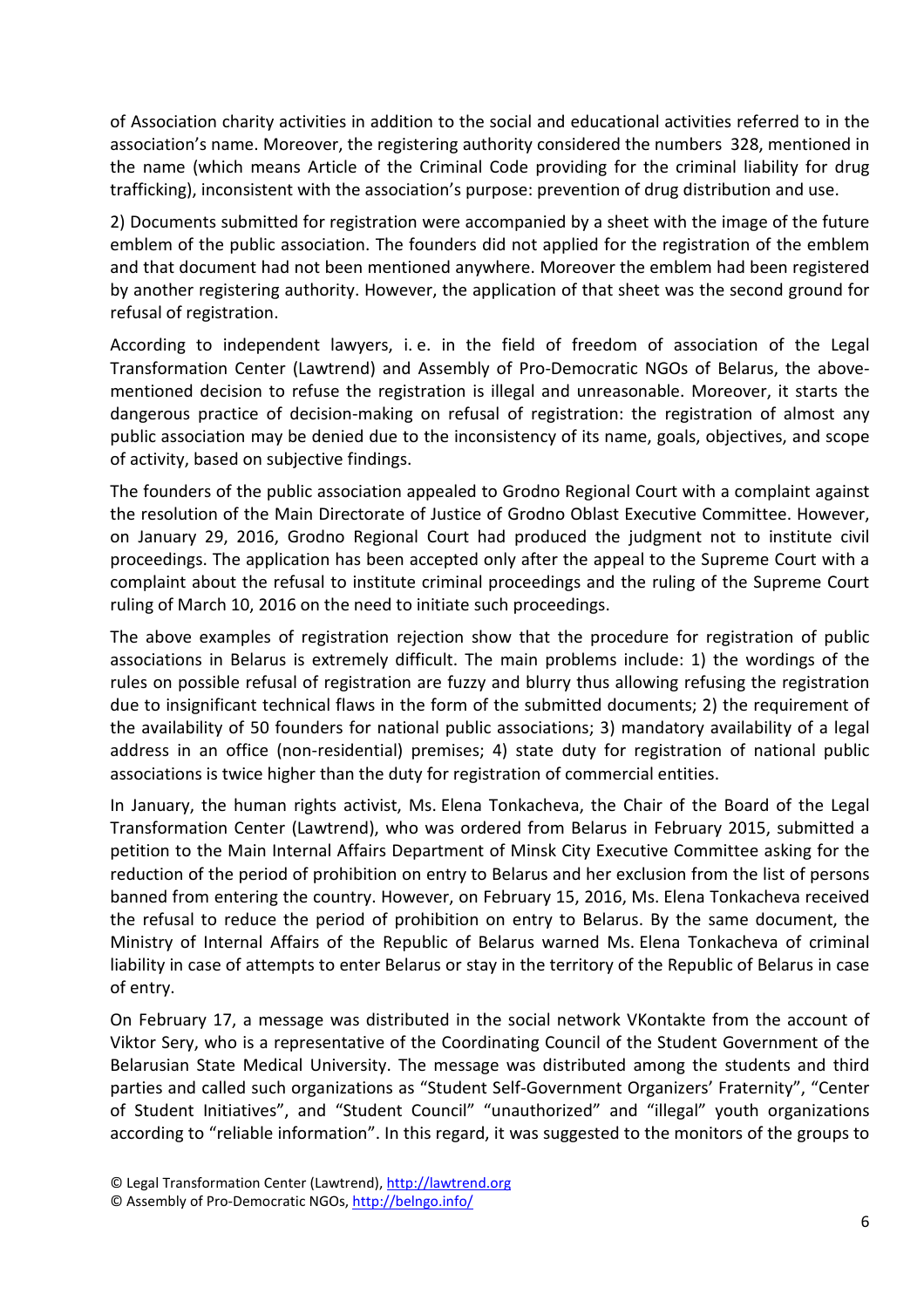of Association charity activities in addition to the social and educational activities referred to in the association's name. Moreover, the registering authority considered the numbers 328, mentioned in the name (which means Article of the Criminal Code providing for the criminal liability for drug trafficking), inconsistent with the association's purpose: prevention of drug distribution and use.

2) Documents submitted for registration were accompanied by a sheet with the image of the future emblem of the public association. The founders did not applied for the registration of the emblem and that document had not been mentioned anywhere. Moreover the emblem had been registered by another registering authority. However, the application of that sheet was the second ground for refusal of registration.

According to independent lawyers, i. e. in the field of freedom of association of the Legal Transformation Center (Lawtrend) and Assembly of Pro-Democratic NGOs of Belarus, the above-mentioned decision to refuse the registration is illegal and unreasonable. Moreover, it starts the dangerous practice of decision-making on refusal of registration: the registration of almost any public association may be denied due to the inconsistency of its name, goals, objectives, and scope of activity, based on subjective findings.

The founders of the public association appealed to Grodno Regional Court with a complaint against the resolution of the Main Directorate of Justice of Grodno Oblast Executive Committee. However, on January 29, 2016, Grodno Regional Court had produced the judgment not to institute civil proceedings. The application has been accepted only after the appeal to the Supreme Court with a complaint about the refusal to institute criminal proceedings and the ruling of the Supreme Court ruling of March 10, 2016 on the need to initiate such proceedings.

The above examples of registration rejection show that the procedure for registration of public associations in Belarus is extremely difficult. The main problems include: 1) the wordings of the rules on possible refusal of registration are fuzzy and blurry thus allowing refusing the registration due to insignificant technical flaws in the form of the submitted documents; 2) the requirement of the availability of 50 founders for national public associations; 3) mandatory availability of a legal address in an office (non-residential) premises; 4) state duty for registration of national public associations is twice higher than the duty for registration of commercial entities.

In January, the human rights activist, Ms. Elena Tonkacheva, the Chair of the Board of the Legal Transformation Center (Lawtrend), who was ordered from Belarus in February 2015, submitted a petition to the Main Internal Affairs Department of Minsk City Executive Committee asking for the reduction of the period of prohibition on entry to Belarus and her exclusion from the list of persons banned from entering the country. However, on February 15, 2016, Ms. Elena Tonkacheva received the refusal to reduce the period of prohibition on entry to Belarus. By the same document, the Ministry of Internal Affairs of the Republic of Belarus warned Ms. Elena Tonkacheva of criminal liability in case of attempts to enter Belarus or stay in the territory of the Republic of Belarus in case of entry.

On February 17, a message was distributed in the social network VKontakte from the account of Viktor Sery, who is a representative of the Coordinating Council of the Student Government of the Belarusian State Medical University. The message was distributed among the students and third parties and called such organizations as "Student Self-Government Organizers' Fraternity", "Center of Student Initiatives", and "Student Council" "unauthorized" and "illegal" youth organizations according to "reliable information". In this regard, it was suggested to the monitors of the groups to

© Legal Transformation Center (Lawtrend), http://lawtrend.org
© Assembly of Pro-Democratic NGOs, http://belngo.info/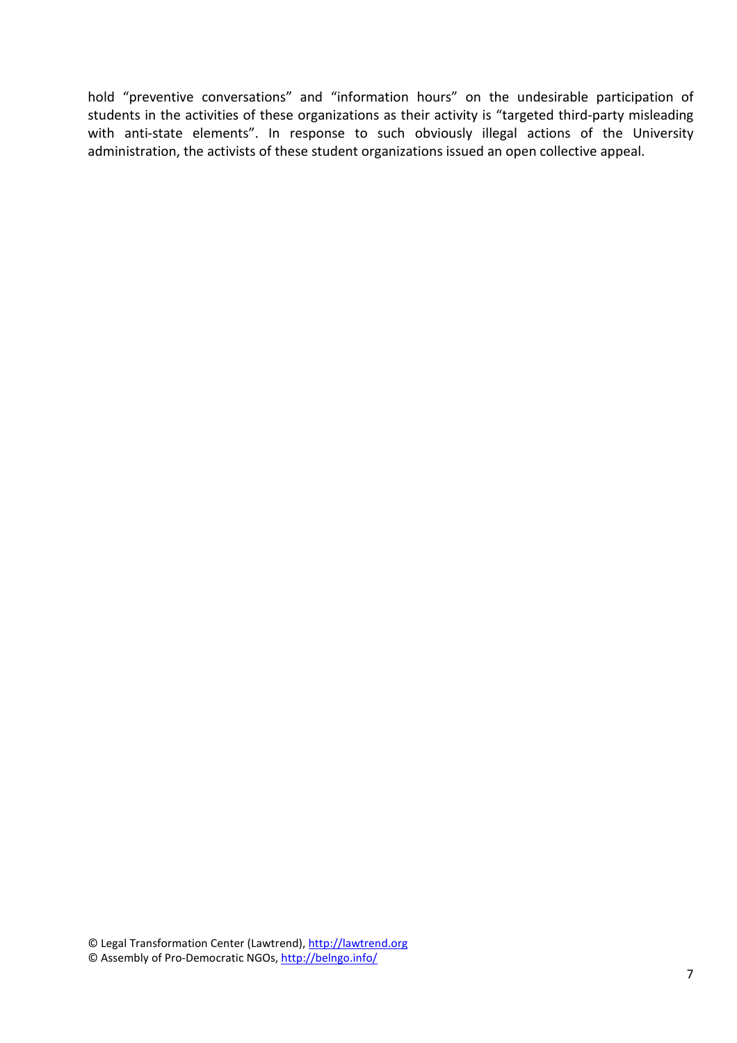hold “preventive conversations” and “information hours” on the undesirable participation of students in the activities of these organizations as their activity is “targeted third-party misleading with anti-state elements”. In response to such obviously illegal actions of the University administration, the activists of these student organizations issued an open collective appeal.